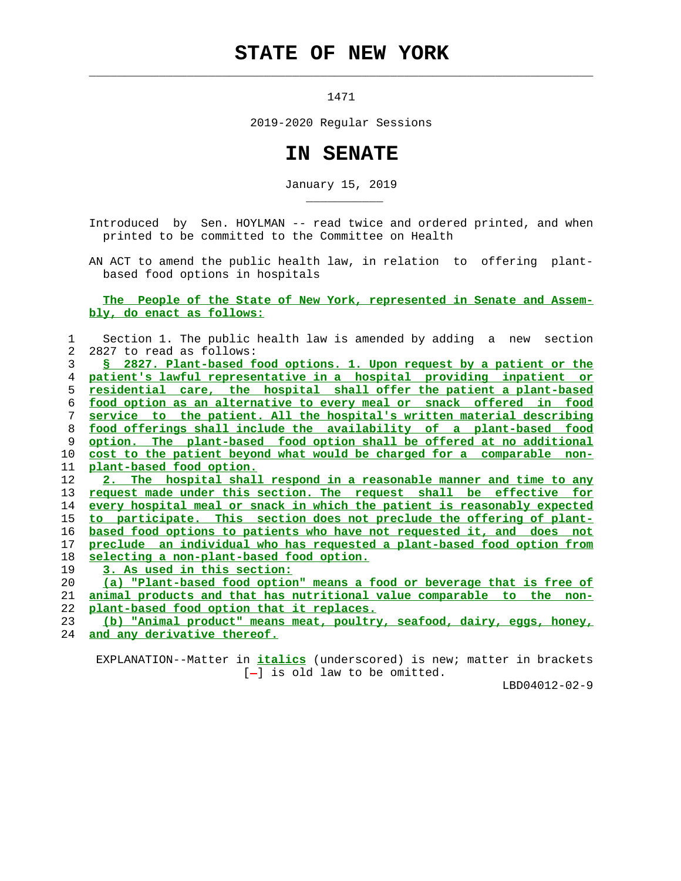# STATE OF NEW YORK

1471

2019-2020 Regular Sessions

# IN SENATE

January 15, 2019

Introduced by Sen. HOYLMAN -- read twice and ordered printed, and when printed to be committed to the Committee on Health

AN ACT to amend the public health law, in relation to offering plant-based food options in hospitals

The People of the State of New York, represented in Senate and Assembly, do enact as follows:

Section 1. The public health law is amended by adding a new section 2827 to read as follows:

§ 2827. Plant-based food options. 1. Upon request by a patient or the patient's lawful representative in a hospital providing inpatient or residential care, the hospital shall offer the patient a plant-based food option as an alternative to every meal or snack offered in food service to the patient. All the hospital's written material describing food offerings shall include the availability of a plant-based food option. The plant-based food option shall be offered at no additional cost to the patient beyond what would be charged for a comparable non-plant-based food option.

2. The hospital shall respond in a reasonable manner and time to any request made under this section. The request shall be effective for every hospital meal or snack in which the patient is reasonably expected to participate. This section does not preclude the offering of plant-based food options to patients who have not requested it, and does not preclude an individual who has requested a plant-based food option from selecting a non-plant-based food option.

3. As used in this section:

(a) "Plant-based food option" means a food or beverage that is free of animal products and that has nutritional value comparable to the non-plant-based food option that it replaces.

(b) "Animal product" means meat, poultry, seafood, dairy, eggs, honey, and any derivative thereof.

EXPLANATION--Matter in *italics* (underscored) is new; matter in brackets [-] is old law to be omitted.

LBD04012-02-9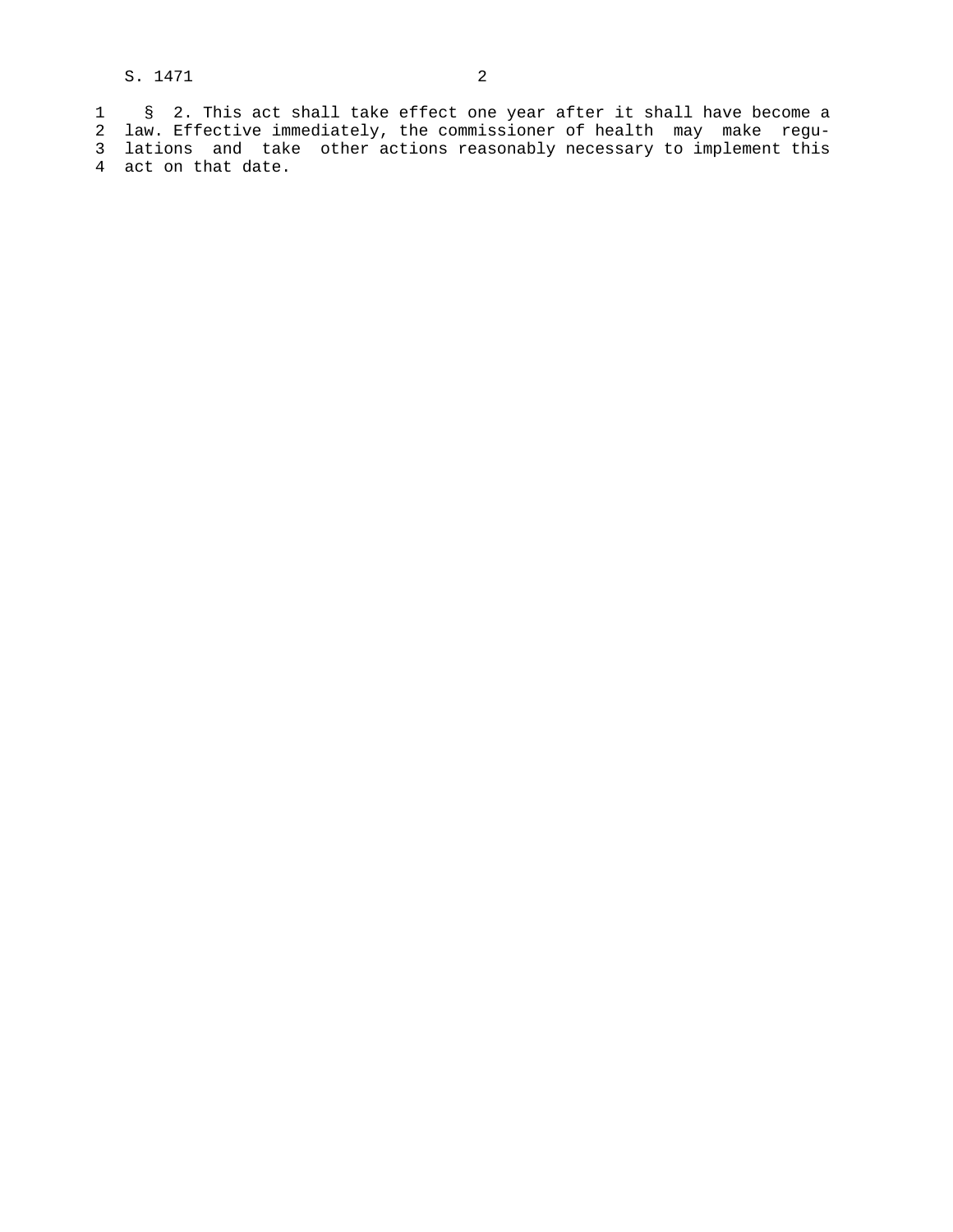§ 2. This act shall take effect one year after it shall have become a law. Effective immediately, the commissioner of health may make regulations and take other actions reasonably necessary to implement this act on that date.